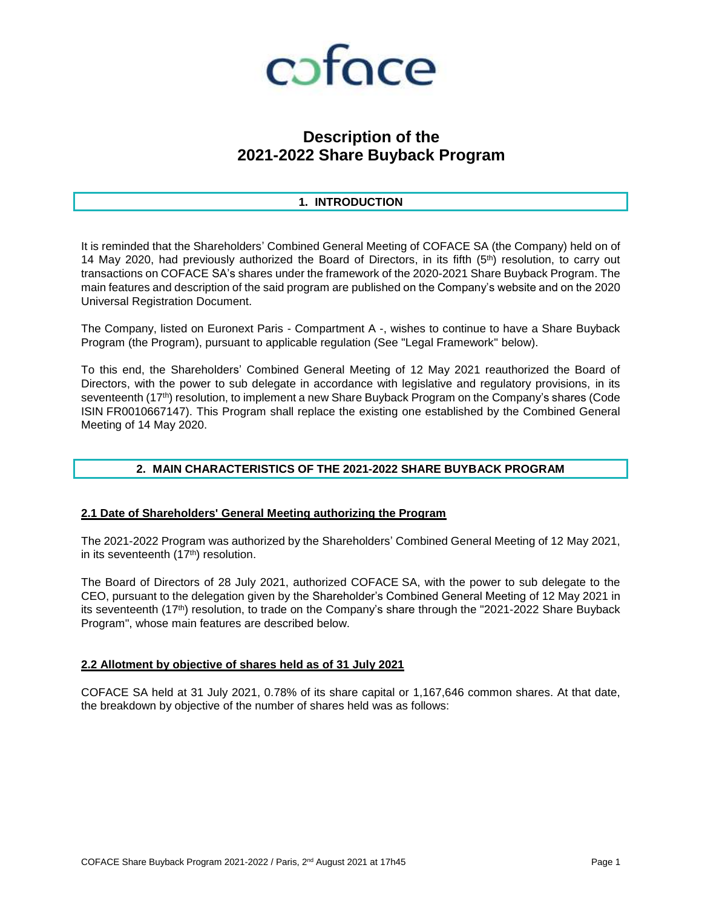coface

# Description of the 2021-2022 Share Buyback Program

## 1. INTRODUCTION

It is reminded that the Shareholders' Combined General Meeting of COFACE SA (the Company) held on of 14 May 2020, had previously authorized the Board of Directors, in its fifth (5th) resolution, to carry out transactions on COFACE SA's shares under the framework of the 2020-2021 Share Buyback Program. The main features and description of the said program are published on the Company's website and on the 2020 Universal Registration Document.

The Company, listed on Euronext Paris - Compartment A -, wishes to continue to have a Share Buyback Program (the Program), pursuant to applicable regulation (See "Legal Framework" below).

To this end, the Shareholders' Combined General Meeting of 12 May 2021 reauthorized the Board of Directors, with the power to sub delegate in accordance with legislative and regulatory provisions, in its seventeenth (17th) resolution, to implement a new Share Buyback Program on the Company's shares (Code ISIN FR0010667147). This Program shall replace the existing one established by the Combined General Meeting of 14 May 2020.

## 2. MAIN CHARACTERISTICS OF THE 2021-2022 SHARE BUYBACK PROGRAM

### 2.1 Date of Shareholders' General Meeting authorizing the Program

The 2021-2022 Program was authorized by the Shareholders' Combined General Meeting of 12 May 2021, in its seventeenth (17th) resolution.

The Board of Directors of 28 July 2021, authorized COFACE SA, with the power to sub delegate to the CEO, pursuant to the delegation given by the Shareholder's Combined General Meeting of 12 May 2021 in its seventeenth (17th) resolution, to trade on the Company's share through the "2021-2022 Share Buyback Program", whose main features are described below.

### 2.2 Allotment by objective of shares held as of 31 July 2021

COFACE SA held at 31 July 2021, 0.78% of its share capital or 1,167,646 common shares. At that date, the breakdown by objective of the number of shares held was as follows: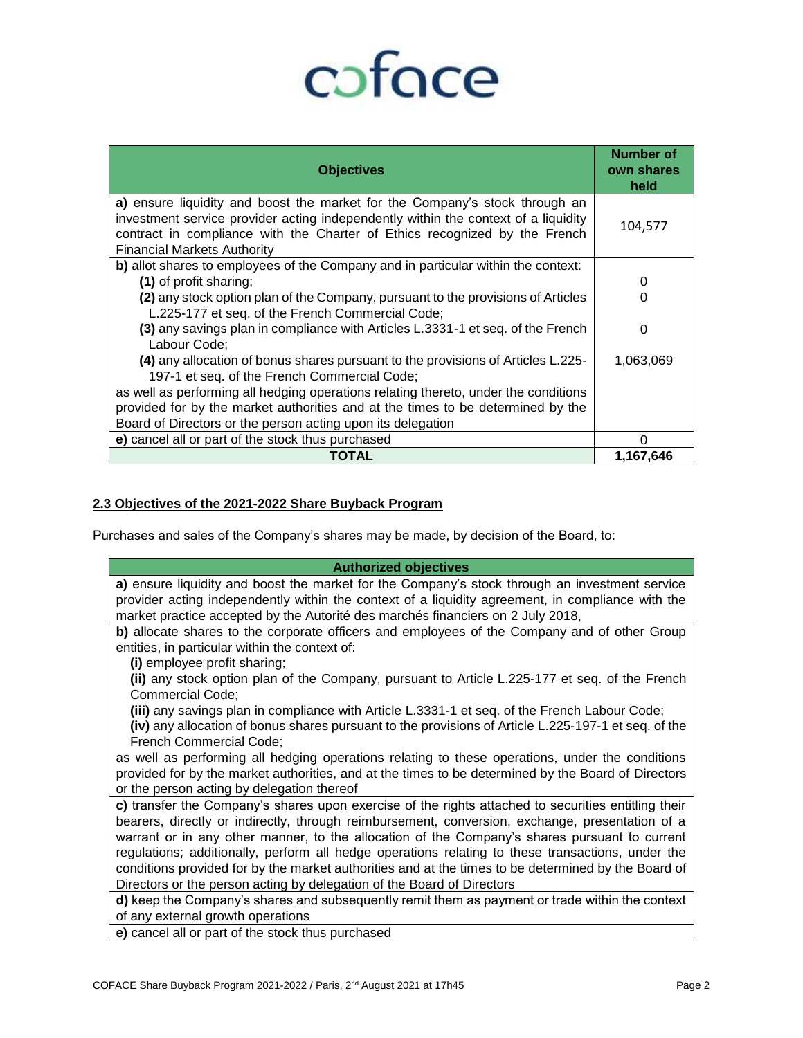| Objectives | Number of own shares held |
|---|---|
| **a)** ensure liquidity and boost the market for the Company's stock through an investment service provider acting independently within the context of a liquidity contract in compliance with the Charter of Ethics recognized by the French Financial Markets Authority | 104,577 |
| **b)** allot shares to employees of the Company and in particular within the context: | |
| **(1)** of profit sharing; | 0 |
| **(2)** any stock option plan of the Company, pursuant to the provisions of Articles L.225-177 et seq. of the French Commercial Code; | 0 |
| **(3)** any savings plan in compliance with Articles L.3331-1 et seq. of the French Labour Code; | 0 |
| **(4)** any allocation of bonus shares pursuant to the provisions of Articles L.225-197-1 et seq. of the French Commercial Code; | 1,063,069 |
| as well as performing all hedging operations relating thereto, under the conditions provided for by the market authorities and at the times to be determined by the Board of Directors or the person acting upon its delegation | |
| **e)** cancel all or part of the stock thus purchased | 0 |
| **TOTAL** | **1,167,646** |

## 2.3 Objectives of the 2021-2022 Share Buyback Program

Purchases and sales of the Company's shares may be made, by decision of the Board, to:

| Authorized objectives |
|---|
| **a)** ensure liquidity and boost the market for the Company's stock through an investment service provider acting independently within the context of a liquidity agreement, in compliance with the market practice accepted by the Autorité des marchés financiers on 2 July 2018, |
| **b)** allocate shares to the corporate officers and employees of the Company and of other Group entities, in particular within the context of: **(i)** employee profit sharing; **(ii)** any stock option plan of the Company, pursuant to Article L.225-177 et seq. of the French Commercial Code; **(iii)** any savings plan in compliance with Article L.3331-1 et seq. of the French Labour Code; **(iv)** any allocation of bonus shares pursuant to the provisions of Article L.225-197-1 et seq. of the French Commercial Code; as well as performing all hedging operations relating to these operations, under the conditions provided for by the market authorities, and at the times to be determined by the Board of Directors or the person acting by delegation thereof |
| **c)** transfer the Company's shares upon exercise of the rights attached to securities entitling their bearers, directly or indirectly, through reimbursement, conversion, exchange, presentation of a warrant or in any other manner, to the allocation of the Company's shares pursuant to current regulations; additionally, perform all hedge operations relating to these transactions, under the conditions provided for by the market authorities and at the times to be determined by the Board of Directors or the person acting by delegation of the Board of Directors |
| **d)** keep the Company's shares and subsequently remit them as payment or trade within the context of any external growth operations |
| **e)** cancel all or part of the stock thus purchased |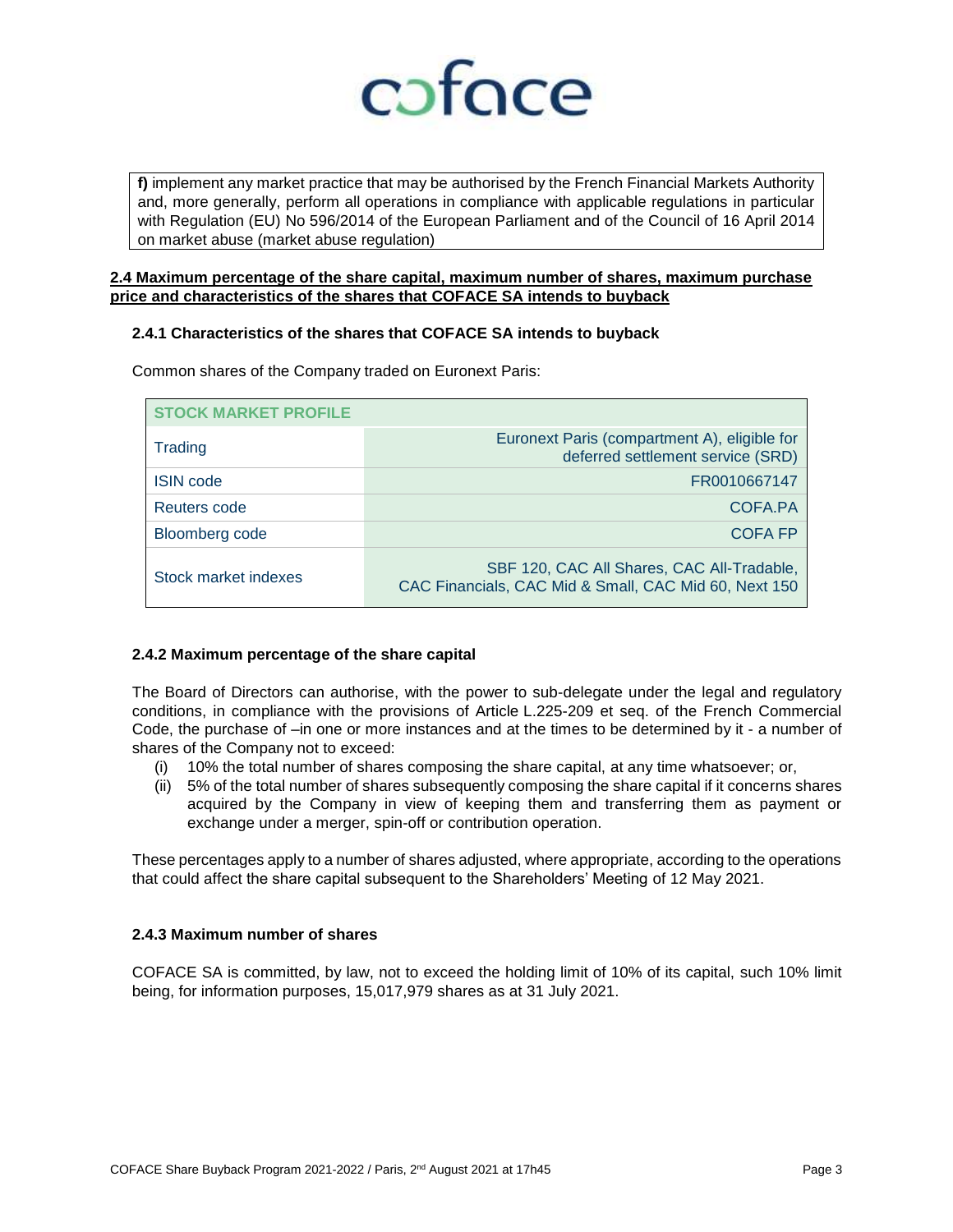**f)** implement any market practice that may be authorised by the French Financial Markets Authority and, more generally, perform all operations in compliance with applicable regulations in particular with Regulation (EU) No 596/2014 of the European Parliament and of the Council of 16 April 2014 on market abuse (market abuse regulation)

## 2.4 Maximum percentage of the share capital, maximum number of shares, maximum purchase price and characteristics of the shares that COFACE SA intends to buyback

### 2.4.1 Characteristics of the shares that COFACE SA intends to buyback

Common shares of the Company traded on Euronext Paris:

| STOCK MARKET PROFILE | |
|---|---|
| Trading | Euronext Paris (compartment A), eligible for deferred settlement service (SRD) |
| ISIN code | FR0010667147 |
| Reuters code | COFA.PA |
| Bloomberg code | COFA FP |
| Stock market indexes | SBF 120, CAC All Shares, CAC All-Tradable, CAC Financials, CAC Mid & Small, CAC Mid 60, Next 150 |

### 2.4.2 Maximum percentage of the share capital

The Board of Directors can authorise, with the power to sub-delegate under the legal and regulatory conditions, in compliance with the provisions of Article L.225-209 et seq. of the French Commercial Code, the purchase of –in one or more instances and at the times to be determined by it - a number of shares of the Company not to exceed:

(i) 10% the total number of shares composing the share capital, at any time whatsoever; or,
(ii) 5% of the total number of shares subsequently composing the share capital if it concerns shares acquired by the Company in view of keeping them and transferring them as payment or exchange under a merger, spin-off or contribution operation.

These percentages apply to a number of shares adjusted, where appropriate, according to the operations that could affect the share capital subsequent to the Shareholders' Meeting of 12 May 2021.

### 2.4.3 Maximum number of shares

COFACE SA is committed, by law, not to exceed the holding limit of 10% of its capital, such 10% limit being, for information purposes, 15,017,979 shares as at 31 July 2021.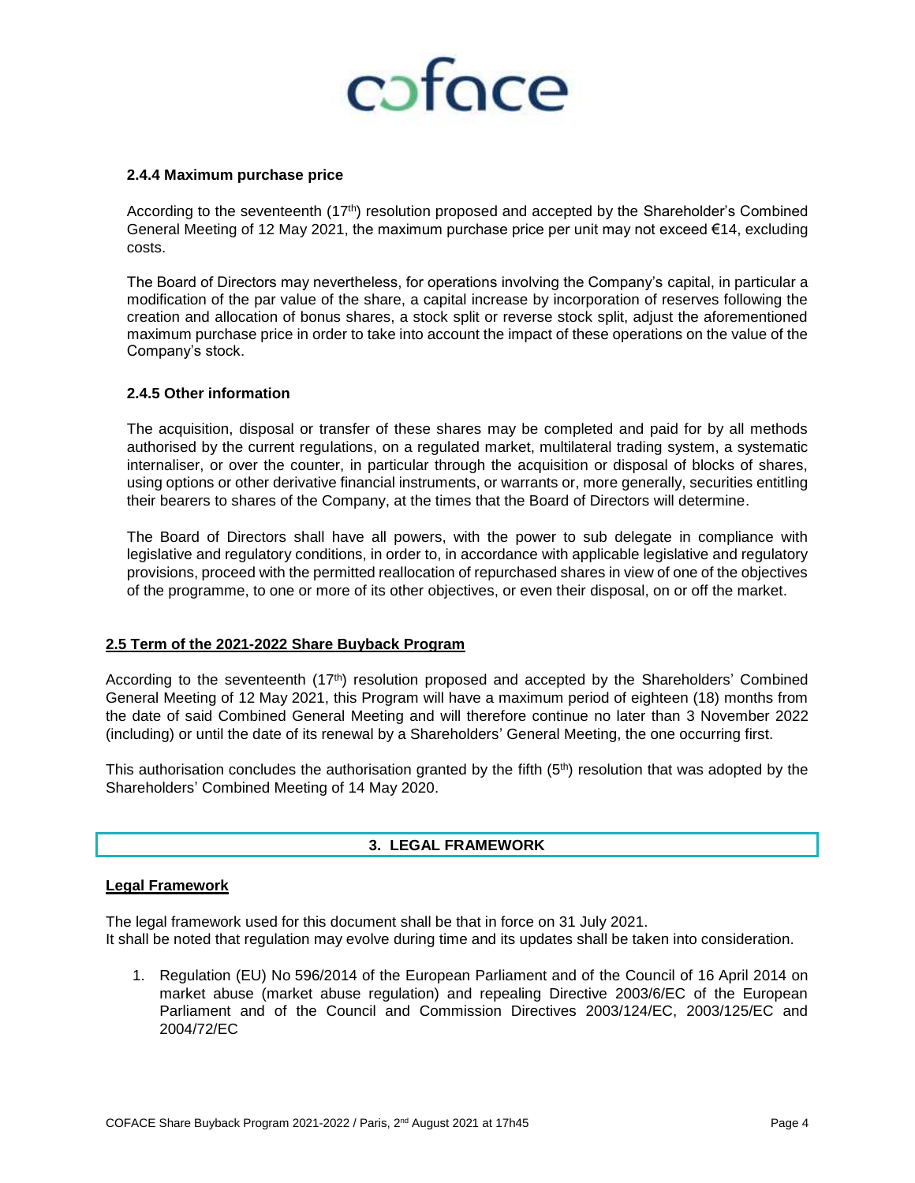#### 2.4.4 Maximum purchase price

According to the seventeenth (17th) resolution proposed and accepted by the Shareholder's Combined General Meeting of 12 May 2021, the maximum purchase price per unit may not exceed €14, excluding costs.

The Board of Directors may nevertheless, for operations involving the Company's capital, in particular a modification of the par value of the share, a capital increase by incorporation of reserves following the creation and allocation of bonus shares, a stock split or reverse stock split, adjust the aforementioned maximum purchase price in order to take into account the impact of these operations on the value of the Company's stock.

#### 2.4.5 Other information

The acquisition, disposal or transfer of these shares may be completed and paid for by all methods authorised by the current regulations, on a regulated market, multilateral trading system, a systematic internaliser, or over the counter, in particular through the acquisition or disposal of blocks of shares, using options or other derivative financial instruments, or warrants or, more generally, securities entitling their bearers to shares of the Company, at the times that the Board of Directors will determine.

The Board of Directors shall have all powers, with the power to sub delegate in compliance with legislative and regulatory conditions, in order to, in accordance with applicable legislative and regulatory provisions, proceed with the permitted reallocation of repurchased shares in view of one of the objectives of the programme, to one or more of its other objectives, or even their disposal, on or off the market.

### 2.5 Term of the 2021-2022 Share Buyback Program

According to the seventeenth (17th) resolution proposed and accepted by the Shareholders' Combined General Meeting of 12 May 2021, this Program will have a maximum period of eighteen (18) months from the date of said Combined General Meeting and will therefore continue no later than 3 November 2022 (including) or until the date of its renewal by a Shareholders' General Meeting, the one occurring first.

This authorisation concludes the authorisation granted by the fifth (5th) resolution that was adopted by the Shareholders' Combined Meeting of 14 May 2020.

## 3. LEGAL FRAMEWORK

### Legal Framework

The legal framework used for this document shall be that in force on 31 July 2021.
It shall be noted that regulation may evolve during time and its updates shall be taken into consideration.

1. Regulation (EU) No 596/2014 of the European Parliament and of the Council of 16 April 2014 on market abuse (market abuse regulation) and repealing Directive 2003/6/EC of the European Parliament and of the Council and Commission Directives 2003/124/EC, 2003/125/EC and 2004/72/EC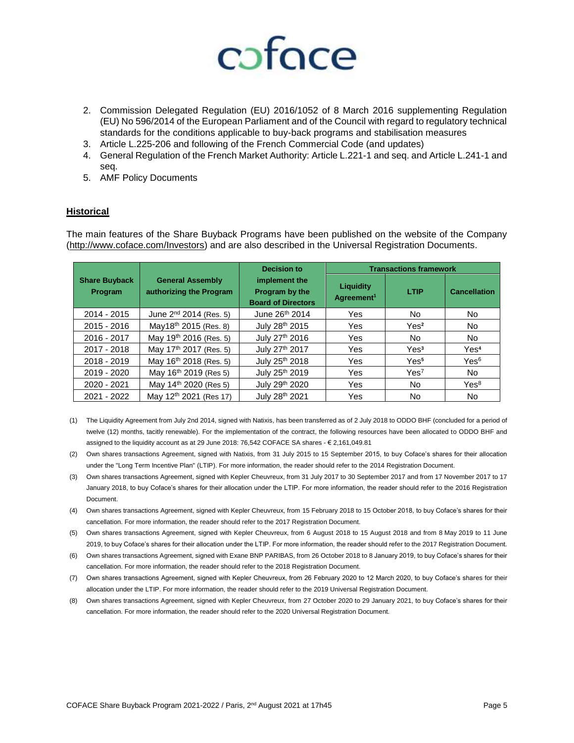2. Commission Delegated Regulation (EU) 2016/1052 of 8 March 2016 supplementing Regulation (EU) No 596/2014 of the European Parliament and of the Council with regard to regulatory technical standards for the conditions applicable to buy-back programs and stabilisation measures
3. Article L.225-206 and following of the French Commercial Code (and updates)
4. General Regulation of the French Market Authority: Article L.221-1 and seq. and Article L.241-1 and seq.
5. AMF Policy Documents

## Historical

The main features of the Share Buyback Programs have been published on the website of the Company (http://www.coface.com/Investors) and are also described in the Universal Registration Documents.

| Share Buyback Program | General Assembly authorizing the Program | Decision to implement the Program by the Board of Directors | Transactions framework | | |
|---|---|---|---|---|---|
| | | | Liquidity Agreement[1] | LTIP | Cancellation |
| 2014 - 2015 | June 2nd 2014 (Res. 5) | June 26th 2014 | Yes | No | No |
| 2015 - 2016 | May18th 2015 (Res. 8) | July 28th 2015 | Yes | Yes[2] | No |
| 2016 - 2017 | May 19th 2016 (Res. 5) | July 27th 2016 | Yes | No | No |
| 2017 - 2018 | May 17th 2017 (Res. 5) | July 27th 2017 | Yes | Yes[3] | Yes[4] |
| 2018 - 2019 | May 16th 2018 (Res. 5) | July 25th 2018 | Yes | Yes[5] | Yes[6] |
| 2019 - 2020 | May 16th 2019 (Res 5) | July 25th 2019 | Yes | Yes[7] | No |
| 2020 - 2021 | May 14th 2020 (Res 5) | July 29th 2020 | Yes | No | Yes[8] |
| 2021 - 2022 | May 12th 2021 (Res 17) | July 28th 2021 | Yes | No | No |

(1) The Liquidity Agreement from July 2nd 2014, signed with Natixis, has been transferred as of 2 July 2018 to ODDO BHF (concluded for a period of twelve (12) months, tacitly renewable). For the implementation of the contract, the following resources have been allocated to ODDO BHF and assigned to the liquidity account as at 29 June 2018: 76,542 COFACE SA shares - € 2,161,049.81

(2) Own shares transactions Agreement, signed with Natixis, from 31 July 2015 to 15 September 2015, to buy Coface's shares for their allocation under the "Long Term Incentive Plan" (LTIP). For more information, the reader should refer to the 2014 Registration Document.

(3) Own shares transactions Agreement, signed with Kepler Cheuvreux, from 31 July 2017 to 30 September 2017 and from 17 November 2017 to 17 January 2018, to buy Coface's shares for their allocation under the LTIP. For more information, the reader should refer to the 2016 Registration Document.

(4) Own shares transactions Agreement, signed with Kepler Cheuvreux, from 15 February 2018 to 15 October 2018, to buy Coface's shares for their cancellation. For more information, the reader should refer to the 2017 Registration Document.

(5) Own shares transactions Agreement, signed with Kepler Cheuvreux, from 6 August 2018 to 15 August 2018 and from 8 May 2019 to 11 June 2019, to buy Coface's shares for their allocation under the LTIP. For more information, the reader should refer to the 2017 Registration Document.

(6) Own shares transactions Agreement, signed with Exane BNP PARIBAS, from 26 October 2018 to 8 January 2019, to buy Coface's shares for their cancellation. For more information, the reader should refer to the 2018 Registration Document.

(7) Own shares transactions Agreement, signed with Kepler Cheuvreux, from 26 February 2020 to 12 March 2020, to buy Coface's shares for their allocation under the LTIP. For more information, the reader should refer to the 2019 Universal Registration Document.

(8) Own shares transactions Agreement, signed with Kepler Cheuvreux, from 27 October 2020 to 29 January 2021, to buy Coface's shares for their cancellation. For more information, the reader should refer to the 2020 Universal Registration Document.